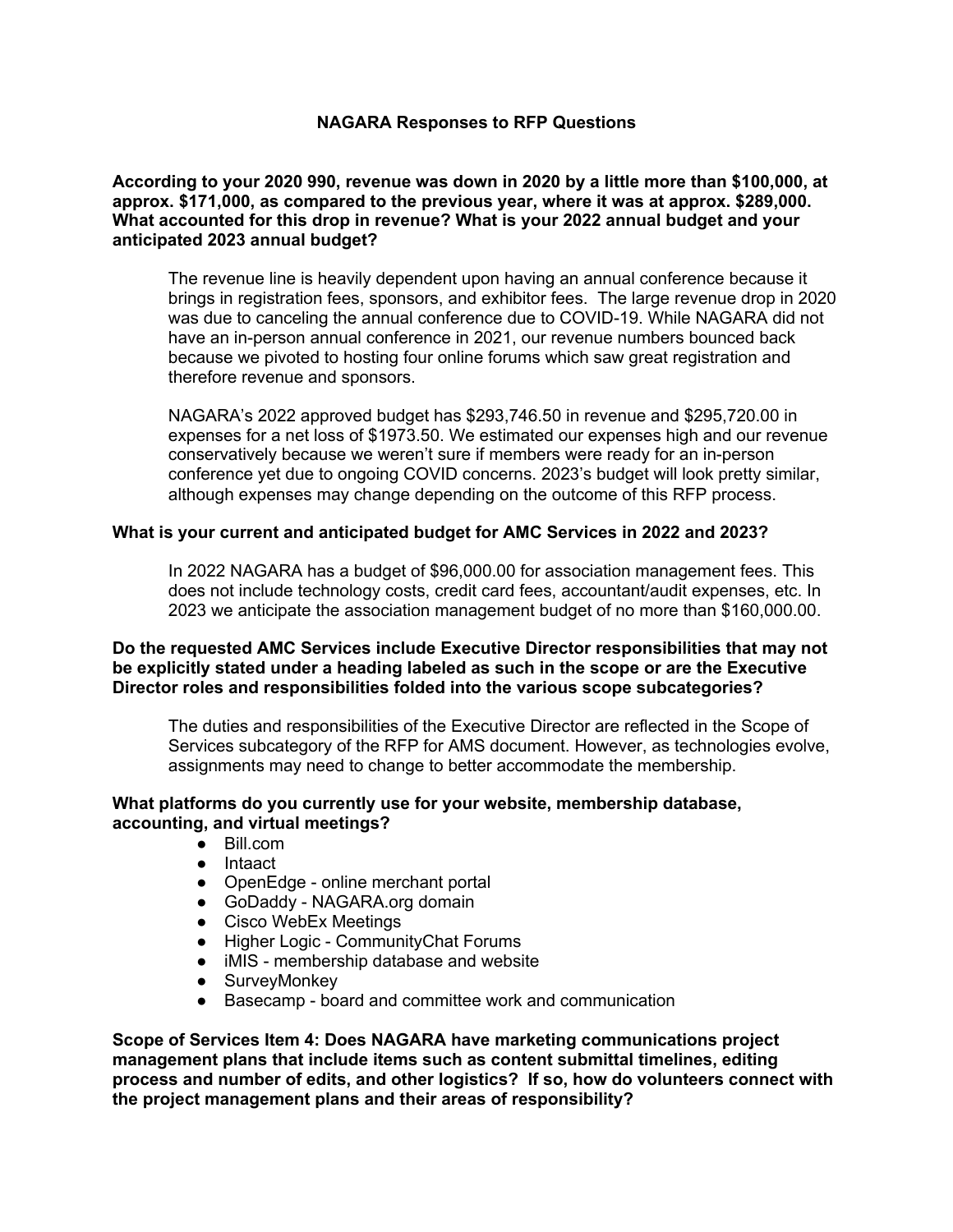# NAGARA Responses to RFP Questions

**According to your 2020 990, revenue was down in 2020 by a little more than $100,000, at approx. $171,000, as compared to the previous year, where it was at approx. $289,000. What accounted for this drop in revenue? What is your 2022 annual budget and your anticipated 2023 annual budget?**

The revenue line is heavily dependent upon having an annual conference because it brings in registration fees, sponsors, and exhibitor fees. The large revenue drop in 2020 was due to canceling the annual conference due to COVID-19. While NAGARA did not have an in-person annual conference in 2021, our revenue numbers bounced back because we pivoted to hosting four online forums which saw great registration and therefore revenue and sponsors.

NAGARA's 2022 approved budget has $293,746.50 in revenue and $295,720.00 in expenses for a net loss of $1973.50. We estimated our expenses high and our revenue conservatively because we weren't sure if members were ready for an in-person conference yet due to ongoing COVID concerns. 2023's budget will look pretty similar, although expenses may change depending on the outcome of this RFP process.

**What is your current and anticipated budget for AMC Services in 2022 and 2023?**

In 2022 NAGARA has a budget of $96,000.00 for association management fees. This does not include technology costs, credit card fees, accountant/audit expenses, etc. In 2023 we anticipate the association management budget of no more than $160,000.00.

**Do the requested AMC Services include Executive Director responsibilities that may not be explicitly stated under a heading labeled as such in the scope or are the Executive Director roles and responsibilities folded into the various scope subcategories?**

The duties and responsibilities of the Executive Director are reflected in the Scope of Services subcategory of the RFP for AMS document. However, as technologies evolve, assignments may need to change to better accommodate the membership.

**What platforms do you currently use for your website, membership database, accounting, and virtual meetings?**

- Bill.com
- Intaact
- OpenEdge - online merchant portal
- GoDaddy - NAGARA.org domain
- Cisco WebEx Meetings
- Higher Logic - CommunityChat Forums
- iMIS - membership database and website
- SurveyMonkey
- Basecamp - board and committee work and communication

**Scope of Services Item 4: Does NAGARA have marketing communications project management plans that include items such as content submittal timelines, editing process and number of edits, and other logistics? If so, how do volunteers connect with the project management plans and their areas of responsibility?**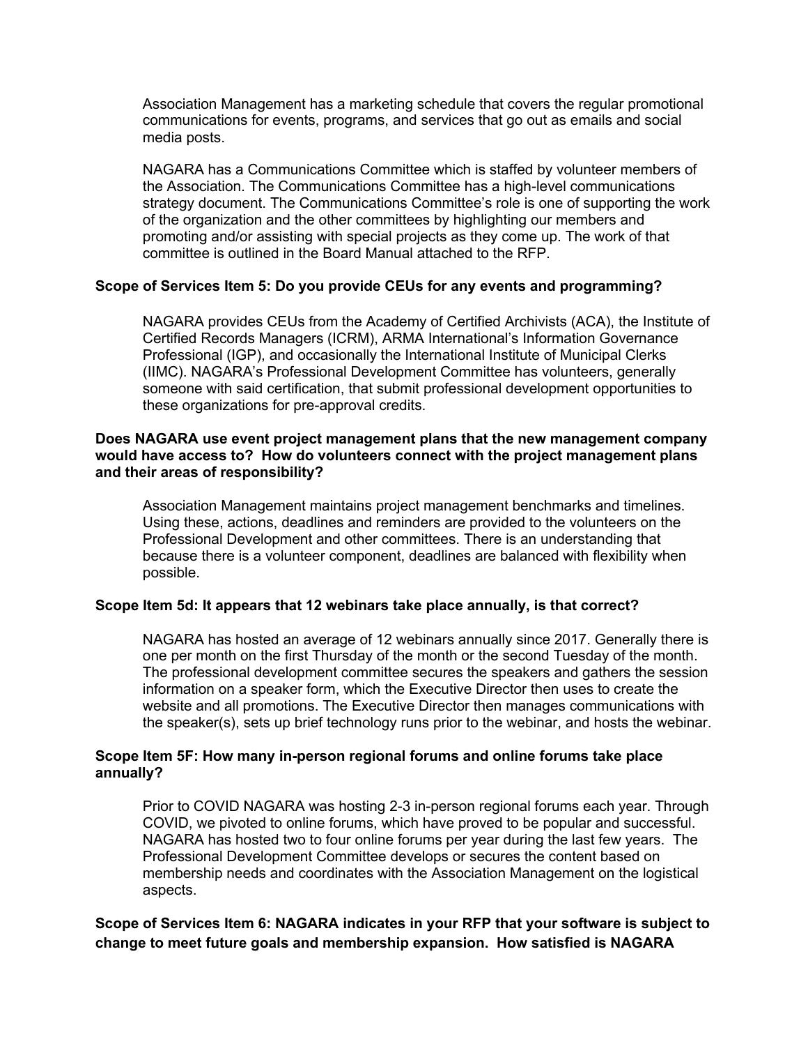Association Management has a marketing schedule that covers the regular promotional communications for events, programs, and services that go out as emails and social media posts.

NAGARA has a Communications Committee which is staffed by volunteer members of the Association. The Communications Committee has a high-level communications strategy document. The Communications Committee's role is one of supporting the work of the organization and the other committees by highlighting our members and promoting and/or assisting with special projects as they come up. The work of that committee is outlined in the Board Manual attached to the RFP.

**Scope of Services Item 5: Do you provide CEUs for any events and programming?**

NAGARA provides CEUs from the Academy of Certified Archivists (ACA), the Institute of Certified Records Managers (ICRM), ARMA International's Information Governance Professional (IGP), and occasionally the International Institute of Municipal Clerks (IIMC). NAGARA's Professional Development Committee has volunteers, generally someone with said certification, that submit professional development opportunities to these organizations for pre-approval credits.

**Does NAGARA use event project management plans that the new management company would have access to? How do volunteers connect with the project management plans and their areas of responsibility?**

Association Management maintains project management benchmarks and timelines. Using these, actions, deadlines and reminders are provided to the volunteers on the Professional Development and other committees. There is an understanding that because there is a volunteer component, deadlines are balanced with flexibility when possible.

**Scope Item 5d: It appears that 12 webinars take place annually, is that correct?**

NAGARA has hosted an average of 12 webinars annually since 2017. Generally there is one per month on the first Thursday of the month or the second Tuesday of the month. The professional development committee secures the speakers and gathers the session information on a speaker form, which the Executive Director then uses to create the website and all promotions. The Executive Director then manages communications with the speaker(s), sets up brief technology runs prior to the webinar, and hosts the webinar.

**Scope Item 5F: How many in-person regional forums and online forums take place annually?**

Prior to COVID NAGARA was hosting 2-3 in-person regional forums each year. Through COVID, we pivoted to online forums, which have proved to be popular and successful. NAGARA has hosted two to four online forums per year during the last few years. The Professional Development Committee develops or secures the content based on membership needs and coordinates with the Association Management on the logistical aspects.

**Scope of Services Item 6: NAGARA indicates in your RFP that your software is subject to change to meet future goals and membership expansion. How satisfied is NAGARA**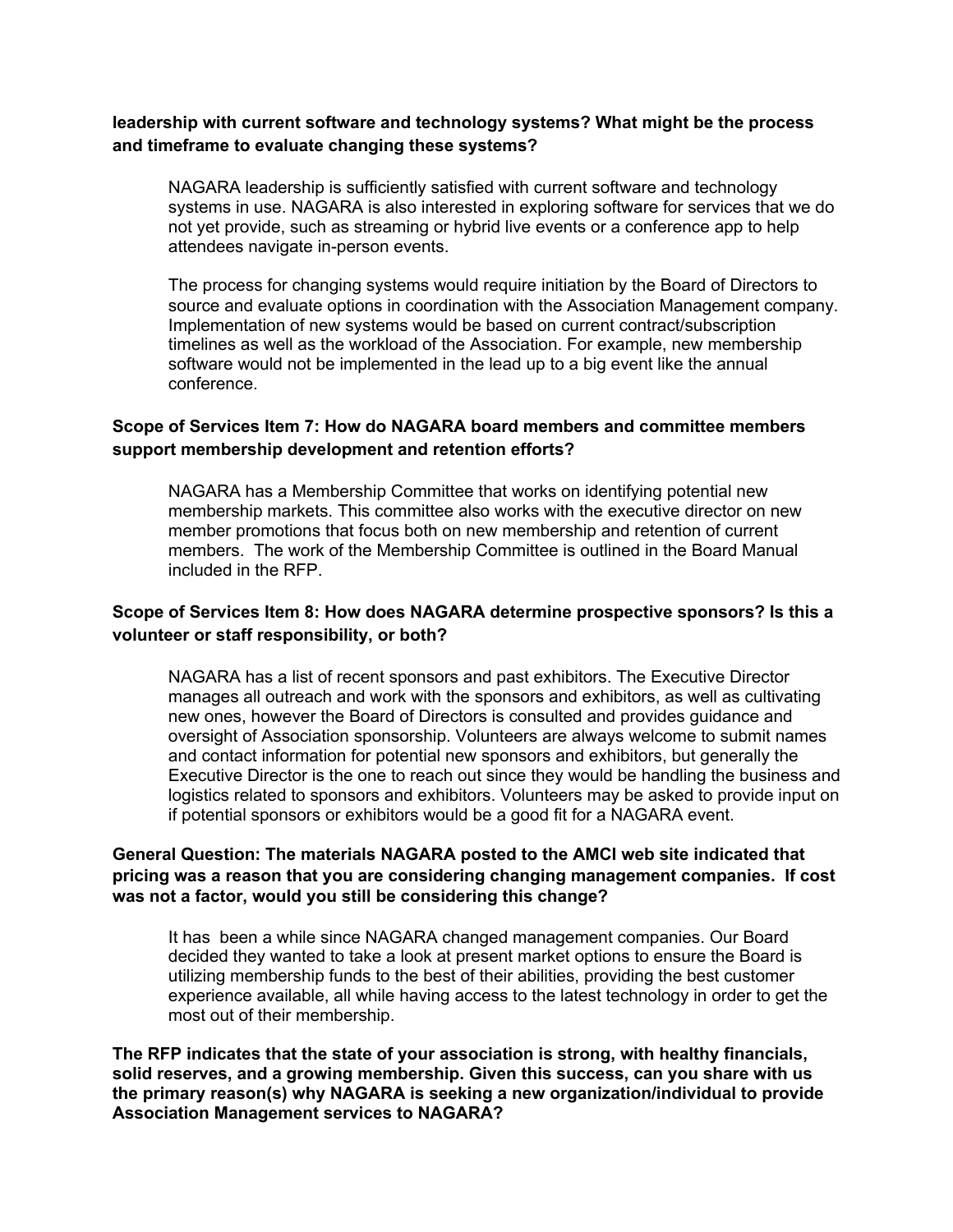**leadership with current software and technology systems? What might be the process and timeframe to evaluate changing these systems?**

NAGARA leadership is sufficiently satisfied with current software and technology systems in use. NAGARA is also interested in exploring software for services that we do not yet provide, such as streaming or hybrid live events or a conference app to help attendees navigate in-person events.

The process for changing systems would require initiation by the Board of Directors to source and evaluate options in coordination with the Association Management company. Implementation of new systems would be based on current contract/subscription timelines as well as the workload of the Association. For example, new membership software would not be implemented in the lead up to a big event like the annual conference.

**Scope of Services Item 7: How do NAGARA board members and committee members support membership development and retention efforts?**

NAGARA has a Membership Committee that works on identifying potential new membership markets. This committee also works with the executive director on new member promotions that focus both on new membership and retention of current members. The work of the Membership Committee is outlined in the Board Manual included in the RFP.

**Scope of Services Item 8: How does NAGARA determine prospective sponsors? Is this a volunteer or staff responsibility, or both?**

NAGARA has a list of recent sponsors and past exhibitors. The Executive Director manages all outreach and work with the sponsors and exhibitors, as well as cultivating new ones, however the Board of Directors is consulted and provides guidance and oversight of Association sponsorship. Volunteers are always welcome to submit names and contact information for potential new sponsors and exhibitors, but generally the Executive Director is the one to reach out since they would be handling the business and logistics related to sponsors and exhibitors. Volunteers may be asked to provide input on if potential sponsors or exhibitors would be a good fit for a NAGARA event.

**General Question: The materials NAGARA posted to the AMCI web site indicated that pricing was a reason that you are considering changing management companies. If cost was not a factor, would you still be considering this change?**

It has been a while since NAGARA changed management companies. Our Board decided they wanted to take a look at present market options to ensure the Board is utilizing membership funds to the best of their abilities, providing the best customer experience available, all while having access to the latest technology in order to get the most out of their membership.

**The RFP indicates that the state of your association is strong, with healthy financials, solid reserves, and a growing membership. Given this success, can you share with us the primary reason(s) why NAGARA is seeking a new organization/individual to provide Association Management services to NAGARA?**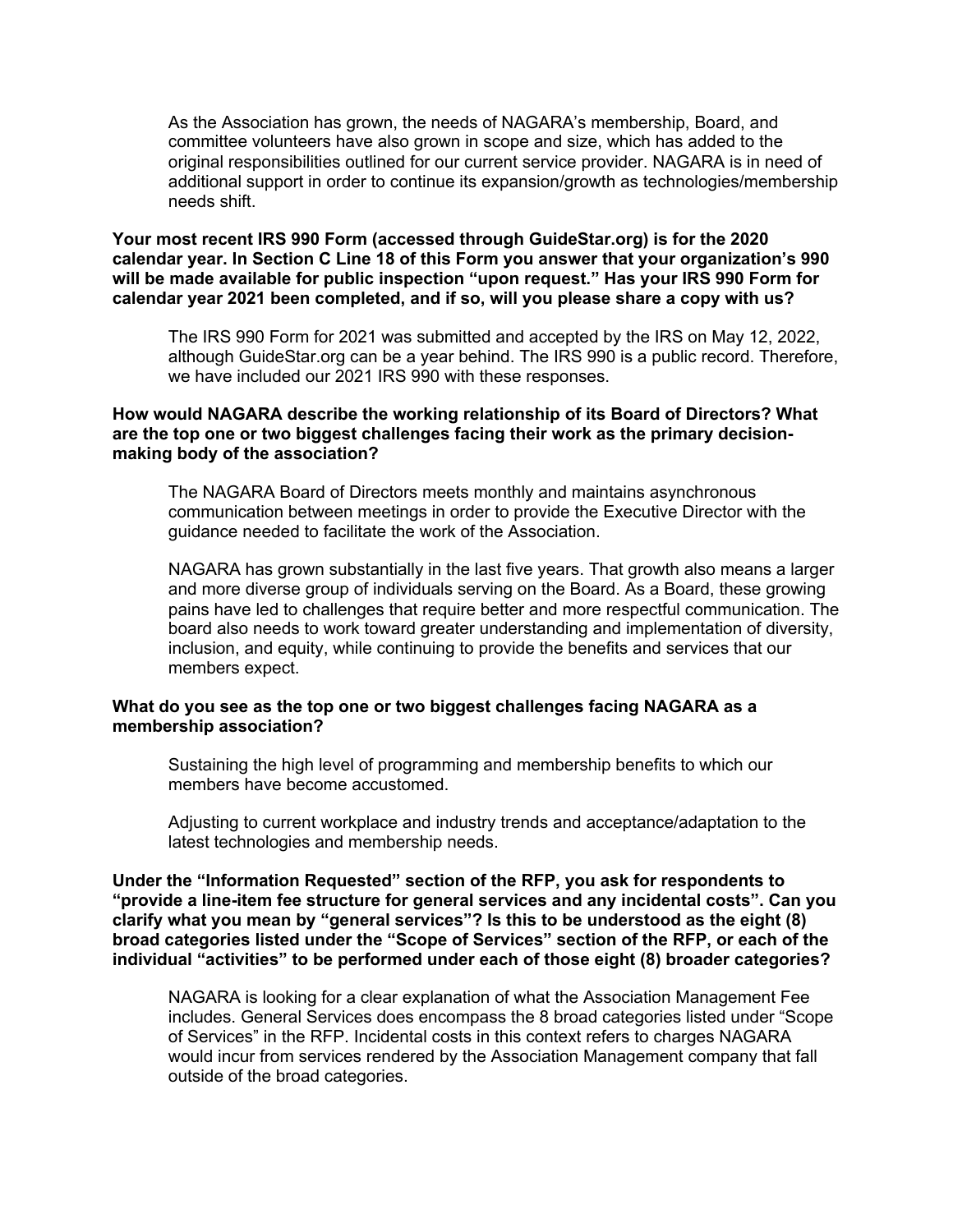As the Association has grown, the needs of NAGARA's membership, Board, and committee volunteers have also grown in scope and size, which has added to the original responsibilities outlined for our current service provider. NAGARA is in need of additional support in order to continue its expansion/growth as technologies/membership needs shift.

**Your most recent IRS 990 Form (accessed through GuideStar.org) is for the 2020 calendar year. In Section C Line 18 of this Form you answer that your organization's 990 will be made available for public inspection "upon request." Has your IRS 990 Form for calendar year 2021 been completed, and if so, will you please share a copy with us?**

The IRS 990 Form for 2021 was submitted and accepted by the IRS on May 12, 2022, although GuideStar.org can be a year behind. The IRS 990 is a public record. Therefore, we have included our 2021 IRS 990 with these responses.

**How would NAGARA describe the working relationship of its Board of Directors? What are the top one or two biggest challenges facing their work as the primary decision-making body of the association?**

The NAGARA Board of Directors meets monthly and maintains asynchronous communication between meetings in order to provide the Executive Director with the guidance needed to facilitate the work of the Association.

NAGARA has grown substantially in the last five years. That growth also means a larger and more diverse group of individuals serving on the Board. As a Board, these growing pains have led to challenges that require better and more respectful communication. The board also needs to work toward greater understanding and implementation of diversity, inclusion, and equity, while continuing to provide the benefits and services that our members expect.

**What do you see as the top one or two biggest challenges facing NAGARA as a membership association?**

Sustaining the high level of programming and membership benefits to which our members have become accustomed.

Adjusting to current workplace and industry trends and acceptance/adaptation to the latest technologies and membership needs.

**Under the "Information Requested" section of the RFP, you ask for respondents to "provide a line-item fee structure for general services and any incidental costs". Can you clarify what you mean by "general services"? Is this to be understood as the eight (8) broad categories listed under the "Scope of Services" section of the RFP, or each of the individual "activities" to be performed under each of those eight (8) broader categories?**

NAGARA is looking for a clear explanation of what the Association Management Fee includes. General Services does encompass the 8 broad categories listed under "Scope of Services" in the RFP. Incidental costs in this context refers to charges NAGARA would incur from services rendered by the Association Management company that fall outside of the broad categories.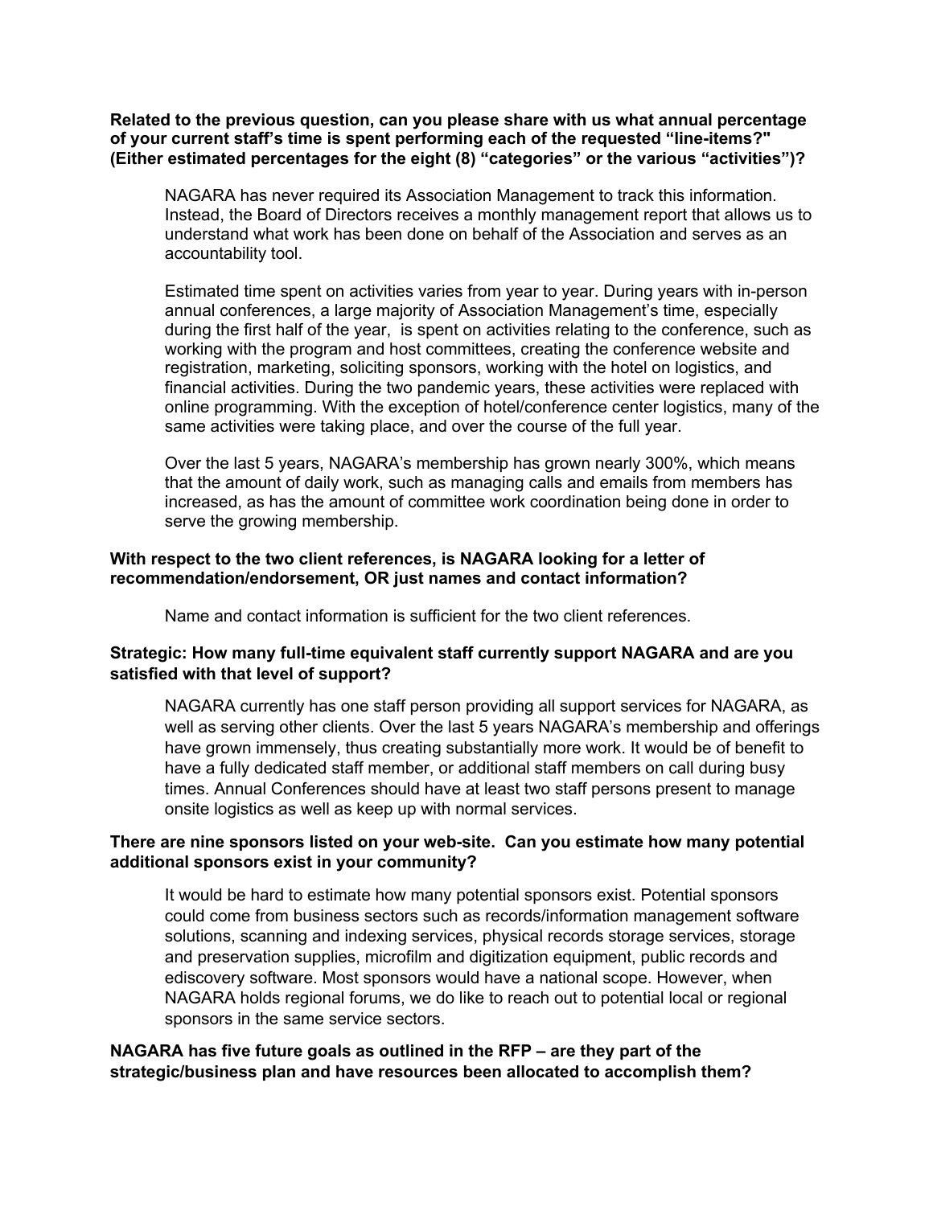**Related to the previous question, can you please share with us what annual percentage of your current staff's time is spent performing each of the requested "line-items?" (Either estimated percentages for the eight (8) "categories" or the various "activities")?**

NAGARA has never required its Association Management to track this information. Instead, the Board of Directors receives a monthly management report that allows us to understand what work has been done on behalf of the Association and serves as an accountability tool.

Estimated time spent on activities varies from year to year. During years with in-person annual conferences, a large majority of Association Management's time, especially during the first half of the year, is spent on activities relating to the conference, such as working with the program and host committees, creating the conference website and registration, marketing, soliciting sponsors, working with the hotel on logistics, and financial activities. During the two pandemic years, these activities were replaced with online programming. With the exception of hotel/conference center logistics, many of the same activities were taking place, and over the course of the full year.

Over the last 5 years, NAGARA's membership has grown nearly 300%, which means that the amount of daily work, such as managing calls and emails from members has increased, as has the amount of committee work coordination being done in order to serve the growing membership.

**With respect to the two client references, is NAGARA looking for a letter of recommendation/endorsement, OR just names and contact information?**

Name and contact information is sufficient for the two client references.

**Strategic: How many full-time equivalent staff currently support NAGARA and are you satisfied with that level of support?**

NAGARA currently has one staff person providing all support services for NAGARA, as well as serving other clients. Over the last 5 years NAGARA's membership and offerings have grown immensely, thus creating substantially more work. It would be of benefit to have a fully dedicated staff member, or additional staff members on call during busy times. Annual Conferences should have at least two staff persons present to manage onsite logistics as well as keep up with normal services.

**There are nine sponsors listed on your web-site. Can you estimate how many potential additional sponsors exist in your community?**

It would be hard to estimate how many potential sponsors exist. Potential sponsors could come from business sectors such as records/information management software solutions, scanning and indexing services, physical records storage services, storage and preservation supplies, microfilm and digitization equipment, public records and ediscovery software. Most sponsors would have a national scope. However, when NAGARA holds regional forums, we do like to reach out to potential local or regional sponsors in the same service sectors.

**NAGARA has five future goals as outlined in the RFP – are they part of the strategic/business plan and have resources been allocated to accomplish them?**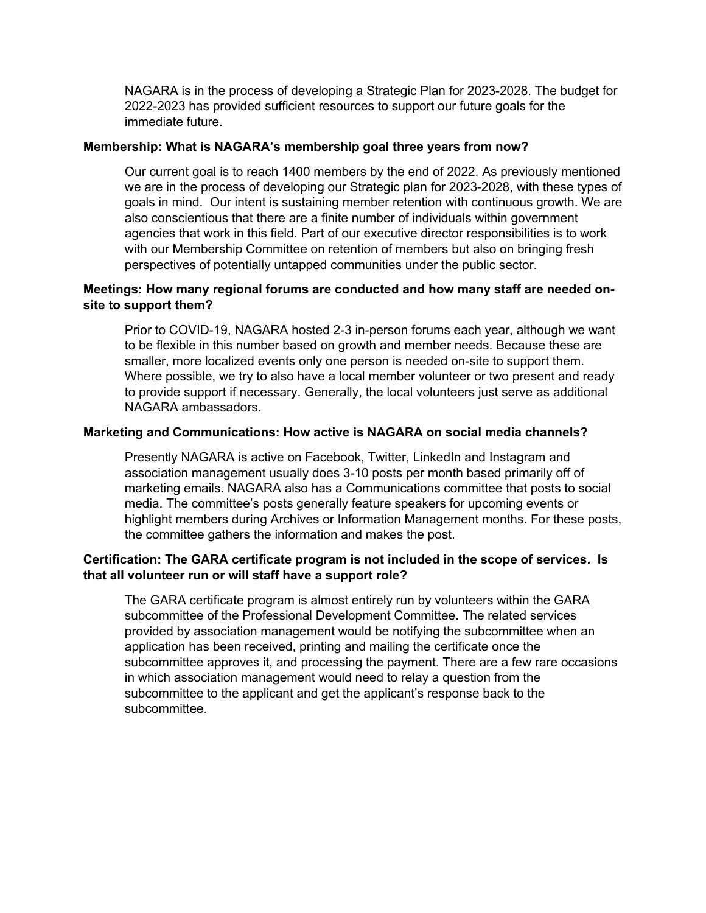NAGARA is in the process of developing a Strategic Plan for 2023-2028. The budget for 2022-2023 has provided sufficient resources to support our future goals for the immediate future.

**Membership: What is NAGARA's membership goal three years from now?**

Our current goal is to reach 1400 members by the end of 2022. As previously mentioned we are in the process of developing our Strategic plan for 2023-2028, with these types of goals in mind. Our intent is sustaining member retention with continuous growth. We are also conscientious that there are a finite number of individuals within government agencies that work in this field. Part of our executive director responsibilities is to work with our Membership Committee on retention of members but also on bringing fresh perspectives of potentially untapped communities under the public sector.

**Meetings: How many regional forums are conducted and how many staff are needed on-site to support them?**

Prior to COVID-19, NAGARA hosted 2-3 in-person forums each year, although we want to be flexible in this number based on growth and member needs. Because these are smaller, more localized events only one person is needed on-site to support them. Where possible, we try to also have a local member volunteer or two present and ready to provide support if necessary. Generally, the local volunteers just serve as additional NAGARA ambassadors.

**Marketing and Communications: How active is NAGARA on social media channels?**

Presently NAGARA is active on Facebook, Twitter, LinkedIn and Instagram and association management usually does 3-10 posts per month based primarily off of marketing emails. NAGARA also has a Communications committee that posts to social media. The committee's posts generally feature speakers for upcoming events or highlight members during Archives or Information Management months. For these posts, the committee gathers the information and makes the post.

**Certification: The GARA certificate program is not included in the scope of services. Is that all volunteer run or will staff have a support role?**

The GARA certificate program is almost entirely run by volunteers within the GARA subcommittee of the Professional Development Committee. The related services provided by association management would be notifying the subcommittee when an application has been received, printing and mailing the certificate once the subcommittee approves it, and processing the payment. There are a few rare occasions in which association management would need to relay a question from the subcommittee to the applicant and get the applicant's response back to the subcommittee.